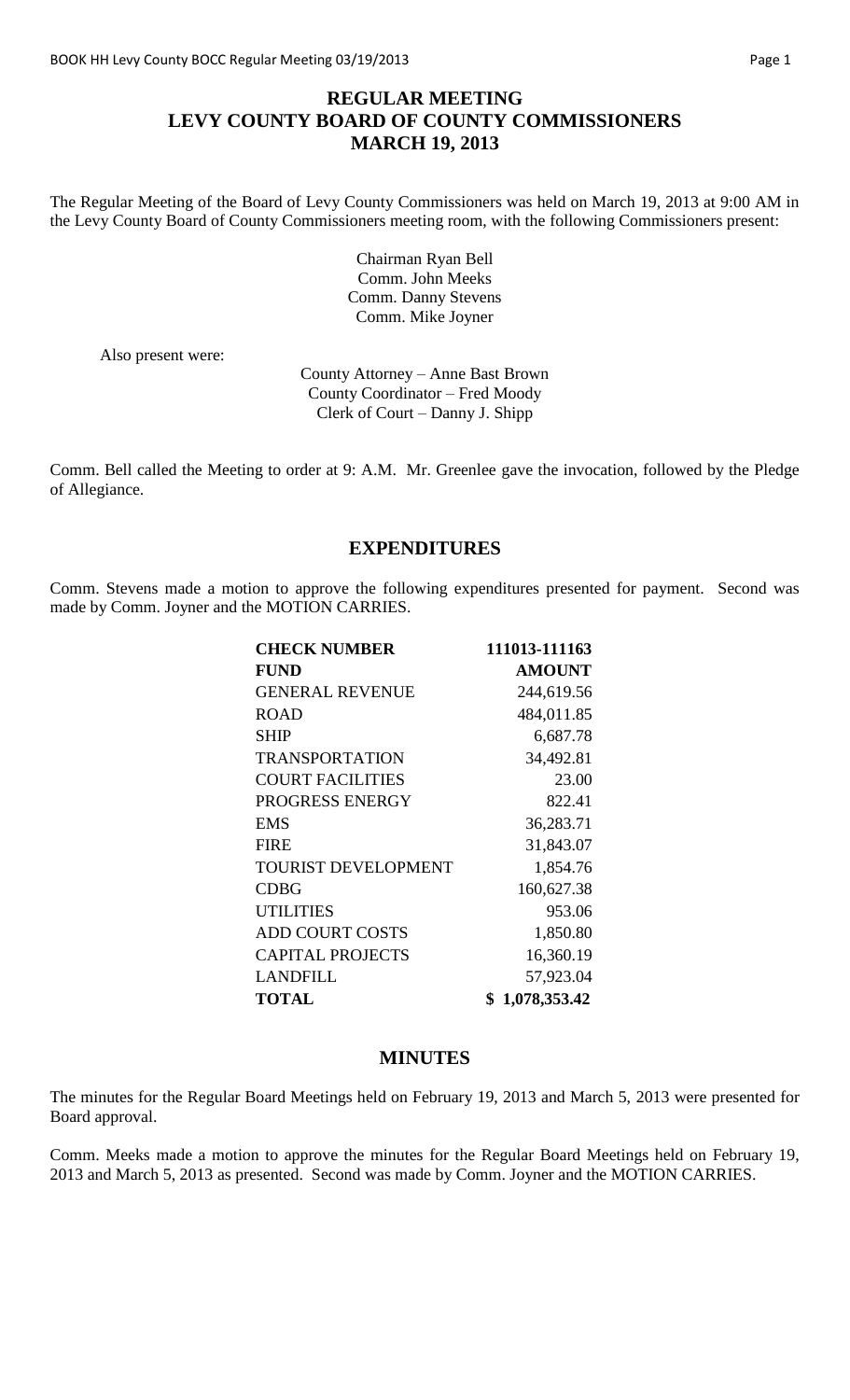# REGULAR MEETING
# LEVY COUNTY BOARD OF COUNTY COMMISSIONERS
# MARCH 19, 2013

The Regular Meeting of the Board of Levy County Commissioners was held on March 19, 2013 at 9:00 AM in the Levy County Board of County Commissioners meeting room, with the following Commissioners present:

Chairman Ryan Bell
Comm. John Meeks
Comm. Danny Stevens
Comm. Mike Joyner

Also present were:

County Attorney – Anne Bast Brown
County Coordinator – Fred Moody
Clerk of Court – Danny J. Shipp

Comm. Bell called the Meeting to order at 9: A.M. Mr. Greenlee gave the invocation, followed by the Pledge of Allegiance.

## EXPENDITURES

Comm. Stevens made a motion to approve the following expenditures presented for payment. Second was made by Comm. Joyner and the MOTION CARRIES.

| **CHECK NUMBER** | **111013-111163** |
|---|---|
| **FUND** | **AMOUNT** |
| GENERAL REVENUE | 244,619.56 |
| ROAD | 484,011.85 |
| SHIP | 6,687.78 |
| TRANSPORTATION | 34,492.81 |
| COURT FACILITIES | 23.00 |
| PROGRESS ENERGY | 822.41 |
| EMS | 36,283.71 |
| FIRE | 31,843.07 |
| TOURIST DEVELOPMENT | 1,854.76 |
| CDBG | 160,627.38 |
| UTILITIES | 953.06 |
| ADD COURT COSTS | 1,850.80 |
| CAPITAL PROJECTS | 16,360.19 |
| LANDFILL | 57,923.04 |
| **TOTAL** | **$ 1,078,353.42** |

## MINUTES

The minutes for the Regular Board Meetings held on February 19, 2013 and March 5, 2013 were presented for Board approval.

Comm. Meeks made a motion to approve the minutes for the Regular Board Meetings held on February 19, 2013 and March 5, 2013 as presented. Second was made by Comm. Joyner and the MOTION CARRIES.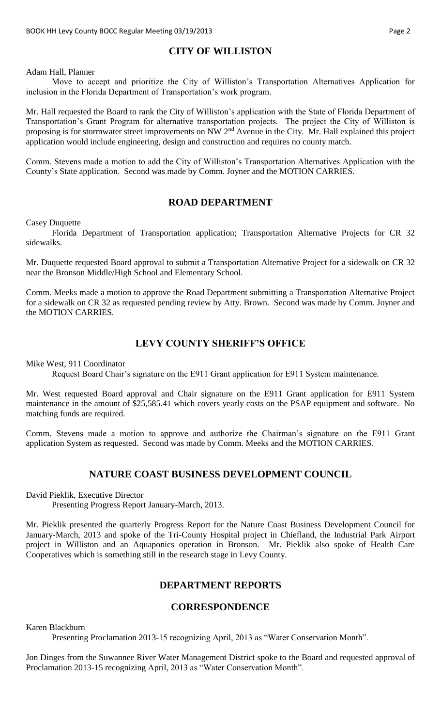## CITY OF WILLISTON

Adam Hall, Planner

Move to accept and prioritize the City of Williston's Transportation Alternatives Application for inclusion in the Florida Department of Transportation's work program.

Mr. Hall requested the Board to rank the City of Williston's application with the State of Florida Department of Transportation's Grant Program for alternative transportation projects. The project the City of Williston is proposing is for stormwater street improvements on NW 2nd Avenue in the City. Mr. Hall explained this project application would include engineering, design and construction and requires no county match.

Comm. Stevens made a motion to add the City of Williston's Transportation Alternatives Application with the County's State application. Second was made by Comm. Joyner and the MOTION CARRIES.

## ROAD DEPARTMENT

Casey Duquette

Florida Department of Transportation application; Transportation Alternative Projects for CR 32 sidewalks.

Mr. Duquette requested Board approval to submit a Transportation Alternative Project for a sidewalk on CR 32 near the Bronson Middle/High School and Elementary School.

Comm. Meeks made a motion to approve the Road Department submitting a Transportation Alternative Project for a sidewalk on CR 32 as requested pending review by Atty. Brown. Second was made by Comm. Joyner and the MOTION CARRIES.

## LEVY COUNTY SHERIFF'S OFFICE

Mike West, 911 Coordinator

Request Board Chair's signature on the E911 Grant application for E911 System maintenance.

Mr. West requested Board approval and Chair signature on the E911 Grant application for E911 System maintenance in the amount of $25,585.41 which covers yearly costs on the PSAP equipment and software. No matching funds are required.

Comm. Stevens made a motion to approve and authorize the Chairman's signature on the E911 Grant application System as requested. Second was made by Comm. Meeks and the MOTION CARRIES.

## NATURE COAST BUSINESS DEVELOPMENT COUNCIL

David Pieklik, Executive Director

Presenting Progress Report January-March, 2013.

Mr. Pieklik presented the quarterly Progress Report for the Nature Coast Business Development Council for January-March, 2013 and spoke of the Tri-County Hospital project in Chiefland, the Industrial Park Airport project in Williston and an Aquaponics operation in Bronson. Mr. Pieklik also spoke of Health Care Cooperatives which is something still in the research stage in Levy County.

## DEPARTMENT REPORTS

## CORRESPONDENCE

Karen Blackburn

Presenting Proclamation 2013-15 recognizing April, 2013 as "Water Conservation Month".

Jon Dinges from the Suwannee River Water Management District spoke to the Board and requested approval of Proclamation 2013-15 recognizing April, 2013 as "Water Conservation Month".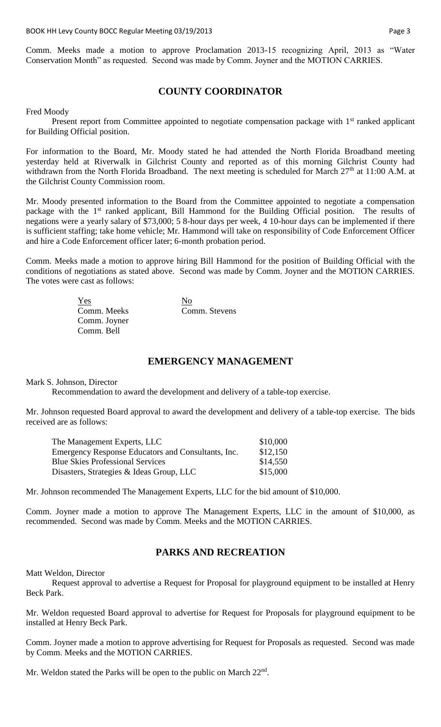Comm. Meeks made a motion to approve Proclamation 2013-15 recognizing April, 2013 as "Water Conservation Month" as requested. Second was made by Comm. Joyner and the MOTION CARRIES.

## COUNTY COORDINATOR

Fred Moody

Present report from Committee appointed to negotiate compensation package with 1st ranked applicant for Building Official position.

For information to the Board, Mr. Moody stated he had attended the North Florida Broadband meeting yesterday held at Riverwalk in Gilchrist County and reported as of this morning Gilchrist County had withdrawn from the North Florida Broadband. The next meeting is scheduled for March 27th at 11:00 A.M. at the Gilchrist County Commission room.

Mr. Moody presented information to the Board from the Committee appointed to negotiate a compensation package with the 1st ranked applicant, Bill Hammond for the Building Official position. The results of negations were a yearly salary of $73,000; 5 8-hour days per week, 4 10-hour days can be implemented if there is sufficient staffing; take home vehicle; Mr. Hammond will take on responsibility of Code Enforcement Officer and hire a Code Enforcement officer later; 6-month probation period.

Comm. Meeks made a motion to approve hiring Bill Hammond for the position of Building Official with the conditions of negotiations as stated above. Second was made by Comm. Joyner and the MOTION CARRIES. The votes were cast as follows:

| Yes | No |
|---|---|
| Comm. Meeks | Comm. Stevens |
| Comm. Joyner | |
| Comm. Bell | |

## EMERGENCY MANAGEMENT

Mark S. Johnson, Director

Recommendation to award the development and delivery of a table-top exercise.

Mr. Johnson requested Board approval to award the development and delivery of a table-top exercise. The bids received are as follows:

| | |
|---|---|
| The Management Experts, LLC | $10,000 |
| Emergency Response Educators and Consultants, Inc. | $12,150 |
| Blue Skies Professional Services | $14,550 |
| Disasters, Strategies & Ideas Group, LLC | $15,000 |

Mr. Johnson recommended The Management Experts, LLC for the bid amount of $10,000.

Comm. Joyner made a motion to approve The Management Experts, LLC in the amount of $10,000, as recommended. Second was made by Comm. Meeks and the MOTION CARRIES.

## PARKS AND RECREATION

Matt Weldon, Director

Request approval to advertise a Request for Proposal for playground equipment to be installed at Henry Beck Park.

Mr. Weldon requested Board approval to advertise for Request for Proposals for playground equipment to be installed at Henry Beck Park.

Comm. Joyner made a motion to approve advertising for Request for Proposals as requested. Second was made by Comm. Meeks and the MOTION CARRIES.

Mr. Weldon stated the Parks will be open to the public on March 22nd.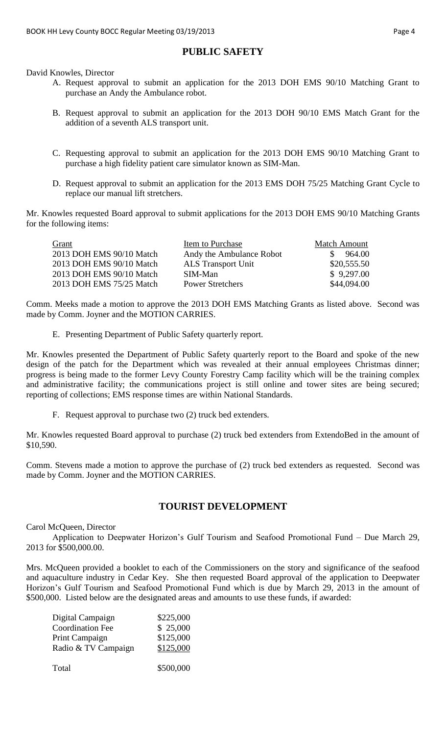## PUBLIC SAFETY

David Knowles, Director

A. Request approval to submit an application for the 2013 DOH EMS 90/10 Matching Grant to purchase an Andy the Ambulance robot.

B. Request approval to submit an application for the 2013 DOH 90/10 EMS Match Grant for the addition of a seventh ALS transport unit.

C. Requesting approval to submit an application for the 2013 DOH EMS 90/10 Matching Grant to purchase a high fidelity patient care simulator known as SIM-Man.

D. Request approval to submit an application for the 2013 EMS DOH 75/25 Matching Grant Cycle to replace our manual lift stretchers.

Mr. Knowles requested Board approval to submit applications for the 2013 DOH EMS 90/10 Matching Grants for the following items:

| Grant | Item to Purchase | Match Amount |
|---|---|---|
| 2013 DOH EMS 90/10 Match | Andy the Ambulance Robot | $ 964.00 |
| 2013 DOH EMS 90/10 Match | ALS Transport Unit | $20,555.50 |
| 2013 DOH EMS 90/10 Match | SIM-Man | $ 9,297.00 |
| 2013 DOH EMS 75/25 Match | Power Stretchers | $44,094.00 |

Comm. Meeks made a motion to approve the 2013 DOH EMS Matching Grants as listed above. Second was made by Comm. Joyner and the MOTION CARRIES.

E. Presenting Department of Public Safety quarterly report.

Mr. Knowles presented the Department of Public Safety quarterly report to the Board and spoke of the new design of the patch for the Department which was revealed at their annual employees Christmas dinner; progress is being made to the former Levy County Forestry Camp facility which will be the training complex and administrative facility; the communications project is still online and tower sites are being secured; reporting of collections; EMS response times are within National Standards.

F. Request approval to purchase two (2) truck bed extenders.

Mr. Knowles requested Board approval to purchase (2) truck bed extenders from ExtendoBed in the amount of $10,590.

Comm. Stevens made a motion to approve the purchase of (2) truck bed extenders as requested. Second was made by Comm. Joyner and the MOTION CARRIES.

## TOURIST DEVELOPMENT

Carol McQueen, Director

Application to Deepwater Horizon's Gulf Tourism and Seafood Promotional Fund – Due March 29, 2013 for $500,000.00.

Mrs. McQueen provided a booklet to each of the Commissioners on the story and significance of the seafood and aquaculture industry in Cedar Key. She then requested Board approval of the application to Deepwater Horizon's Gulf Tourism and Seafood Promotional Fund which is due by March 29, 2013 in the amount of $500,000. Listed below are the designated areas and amounts to use these funds, if awarded:

| | |
|---|---|
| Digital Campaign | $225,000 |
| Coordination Fee | $ 25,000 |
| Print Campaign | $125,000 |
| Radio & TV Campaign | $125,000 |
| Total | $500,000 |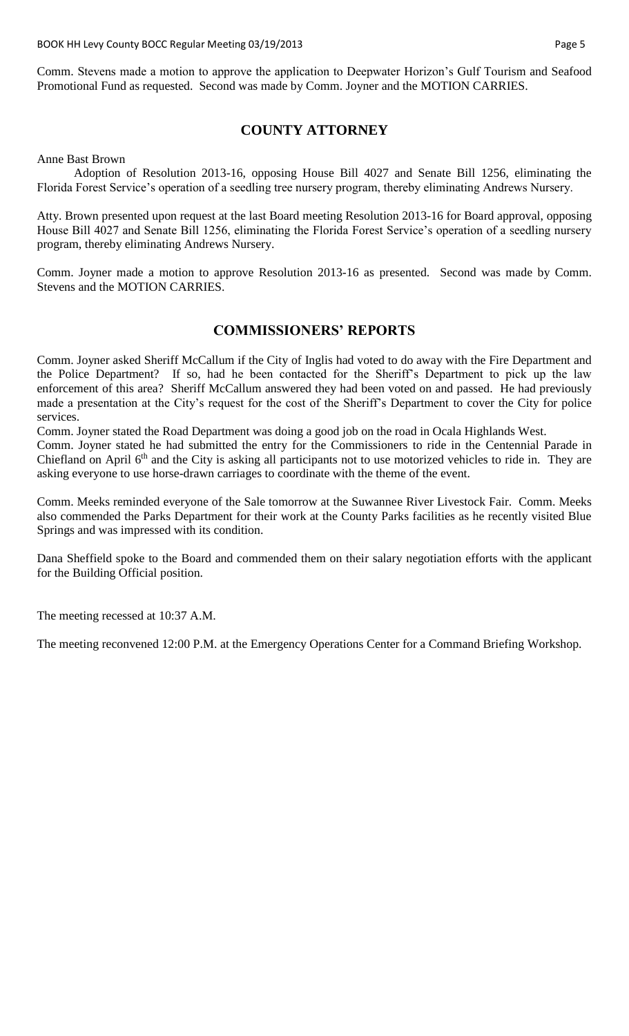Comm. Stevens made a motion to approve the application to Deepwater Horizon's Gulf Tourism and Seafood Promotional Fund as requested. Second was made by Comm. Joyner and the MOTION CARRIES.

## COUNTY ATTORNEY

Anne Bast Brown

Adoption of Resolution 2013-16, opposing House Bill 4027 and Senate Bill 1256, eliminating the Florida Forest Service's operation of a seedling tree nursery program, thereby eliminating Andrews Nursery.

Atty. Brown presented upon request at the last Board meeting Resolution 2013-16 for Board approval, opposing House Bill 4027 and Senate Bill 1256, eliminating the Florida Forest Service's operation of a seedling nursery program, thereby eliminating Andrews Nursery.

Comm. Joyner made a motion to approve Resolution 2013-16 as presented. Second was made by Comm. Stevens and the MOTION CARRIES.

## COMMISSIONERS' REPORTS

Comm. Joyner asked Sheriff McCallum if the City of Inglis had voted to do away with the Fire Department and the Police Department? If so, had he been contacted for the Sheriff's Department to pick up the law enforcement of this area? Sheriff McCallum answered they had been voted on and passed. He had previously made a presentation at the City's request for the cost of the Sheriff's Department to cover the City for police services.

Comm. Joyner stated the Road Department was doing a good job on the road in Ocala Highlands West.

Comm. Joyner stated he had submitted the entry for the Commissioners to ride in the Centennial Parade in Chiefland on April 6th and the City is asking all participants not to use motorized vehicles to ride in. They are asking everyone to use horse-drawn carriages to coordinate with the theme of the event.

Comm. Meeks reminded everyone of the Sale tomorrow at the Suwannee River Livestock Fair. Comm. Meeks also commended the Parks Department for their work at the County Parks facilities as he recently visited Blue Springs and was impressed with its condition.

Dana Sheffield spoke to the Board and commended them on their salary negotiation efforts with the applicant for the Building Official position.

The meeting recessed at 10:37 A.M.

The meeting reconvened 12:00 P.M. at the Emergency Operations Center for a Command Briefing Workshop.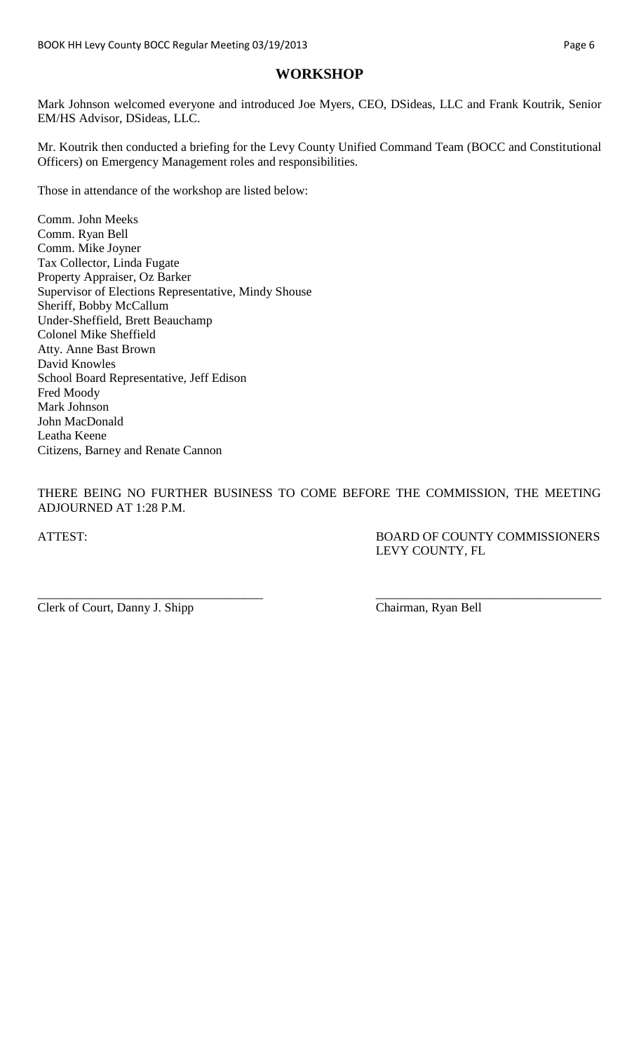## WORKSHOP

Mark Johnson welcomed everyone and introduced Joe Myers, CEO, DSideas, LLC and Frank Koutrik, Senior EM/HS Advisor, DSideas, LLC.

Mr. Koutrik then conducted a briefing for the Levy County Unified Command Team (BOCC and Constitutional Officers) on Emergency Management roles and responsibilities.

Those in attendance of the workshop are listed below:

Comm. John Meeks
Comm. Ryan Bell
Comm. Mike Joyner
Tax Collector, Linda Fugate
Property Appraiser, Oz Barker
Supervisor of Elections Representative, Mindy Shouse
Sheriff, Bobby McCallum
Under-Sheffield, Brett Beauchamp
Colonel Mike Sheffield
Atty. Anne Bast Brown
David Knowles
School Board Representative, Jeff Edison
Fred Moody
Mark Johnson
John MacDonald
Leatha Keene
Citizens, Barney and Renate Cannon

THERE BEING NO FURTHER BUSINESS TO COME BEFORE THE COMMISSION, THE MEETING ADJOURNED AT 1:28 P.M.

ATTEST:

BOARD OF COUNTY COMMISSIONERS
LEVY COUNTY, FL

\_\_\_\_\_\_\_\_\_\_\_\_\_\_\_\_\_\_\_\_\_\_\_\_\_\_\_\_\_\_\_\_\_\_\_
Clerk of Court, Danny J. Shipp

\_\_\_\_\_\_\_\_\_\_\_\_\_\_\_\_\_\_\_\_\_\_\_\_\_\_\_\_\_\_\_\_\_\_\_
Chairman, Ryan Bell